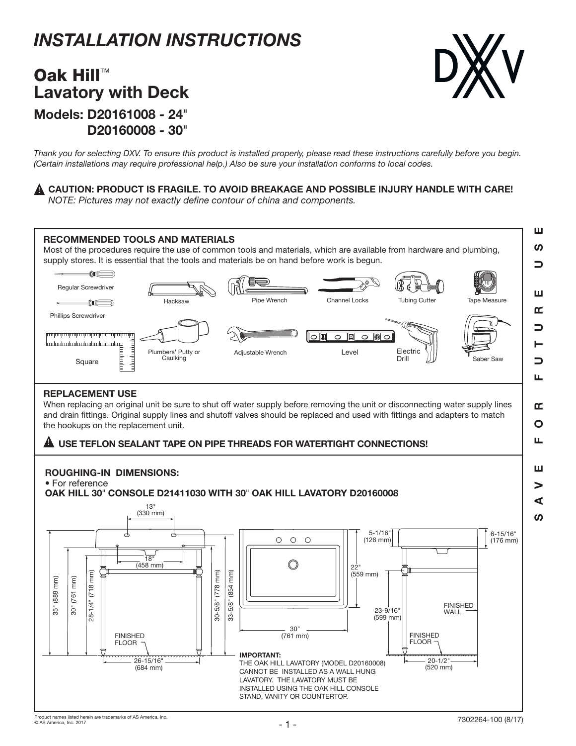# *INSTALLATION INSTRUCTIONS*

## Oak Hill™ Lavatory with Deck

### Models: D20161008 - 24" D20160008 - 30"

*Thank you for selecting DXV. To ensure this product is installed properly, please read these instructions carefully before you begin. (Certain installations may require professional help.) Also be sure your installation conforms to local codes.*

**⚠ CAUTION: PRODUCT IS FRAGILE. TO AVOID BREAKAGE AND POSSIBLE INJURY HANDLE WITH CARE!**
*NOTE: Pictures may not exactly define contour of china and components.*

**S A V E   F O R   F U T U R E   U S E**

## RECOMMENDED TOOLS AND MATERIALS

Most of the procedures require the use of common tools and materials, which are available from hardware and plumbing, supply stores. It is essential that the tools and materials be on hand before work is begun.

- Regular Screwdriver
- Phillips Screwdriver
- Square
- Hacksaw
- Plumbers' Putty or Caulking
- Pipe Wrench
- Adjustable Wrench
- Channel Locks
- Level
- Tubing Cutter
- Electric Drill
- Tape Measure
- Saber Saw

## REPLACEMENT USE

When replacing an original unit be sure to shut off water supply before removing the unit or disconnecting water supply lines and drain fittings. Original supply lines and shutoff valves should be replaced and used with fittings and adapters to match the hookups on the replacement unit.

**⚠ USE TEFLON SEALANT TAPE ON PIPE THREADS FOR WATERTIGHT CONNECTIONS!**

## ROUGHING-IN DIMENSIONS:

- For reference

**OAK HILL 30" CONSOLE D21411030 WITH 30" OAK HILL LAVATORY D20160008**

13" (330 mm)
18" (458 mm)
35" (889 mm)
30" (761 mm)
28-1/4" (718 mm)
30-5/8" (778 mm)
33-5/8" (854 mm)
FINISHED FLOOR
26-15/16" (684 mm)
5-1/16" (128 mm)
22" (559 mm)
30" (761 mm)
23-9/16" (599 mm)
6-15/16" (176 mm)
FINISHED WALL
FINISHED FLOOR
20-1/2" (520 mm)

**IMPORTANT:**
THE OAK HILL LAVATORY (MODEL D20160008) CANNOT BE INSTALLED AS A WALL HUNG LAVATORY. THE LAVATORY MUST BE INSTALLED USING THE OAK HILL CONSOLE STAND, VANITY OR COUNTERTOP.

Product names listed herein are trademarks of AS America, Inc.
© AS America, Inc. 2017

7302264-100 (8/17)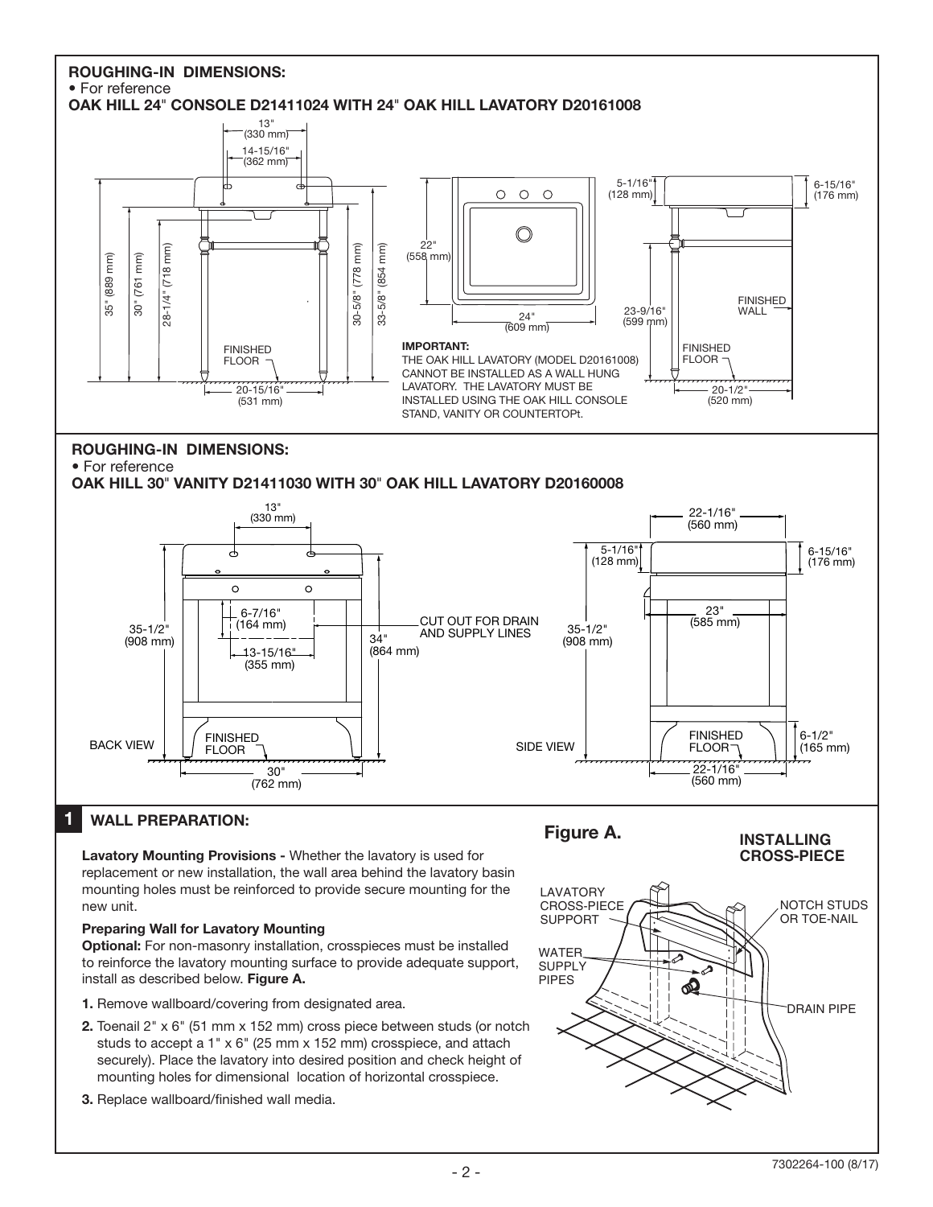## ROUGHING-IN DIMENSIONS:

- For reference

**OAK HILL 24" CONSOLE D21411024 WITH 24" OAK HILL LAVATORY D20161008**

**IMPORTANT:**
THE OAK HILL LAVATORY (MODEL D20161008) CANNOT BE INSTALLED AS A WALL HUNG LAVATORY. THE LAVATORY MUST BE INSTALLED USING THE OAK HILL CONSOLE STAND, VANITY OR COUNTERTOPt.

## ROUGHING-IN DIMENSIONS:

- For reference

**OAK HILL 30" VANITY D21411030 WITH 30" OAK HILL LAVATORY D20160008**

## 1 WALL PREPARATION:

**Lavatory Mounting Provisions -** Whether the lavatory is used for replacement or new installation, the wall area behind the lavatory basin mounting holes must be reinforced to provide secure mounting for the new unit.

**Preparing Wall for Lavatory Mounting**

**Optional:** For non-masonry installation, crosspieces must be installed to reinforce the lavatory mounting surface to provide adequate support, install as described below. **Figure A.**

1. Remove wallboard/covering from designated area.
2. Toenail 2" x 6" (51 mm x 152 mm) cross piece between studs (or notch studs to accept a 1" x 6" (25 mm x 152 mm) crosspiece, and attach securely). Place the lavatory into desired position and check height of mounting holes for dimensional location of horizontal crosspiece.
3. Replace wallboard/finished wall media.

**Figure A.** INSTALLING CROSS-PIECE

7302264-100 (8/17)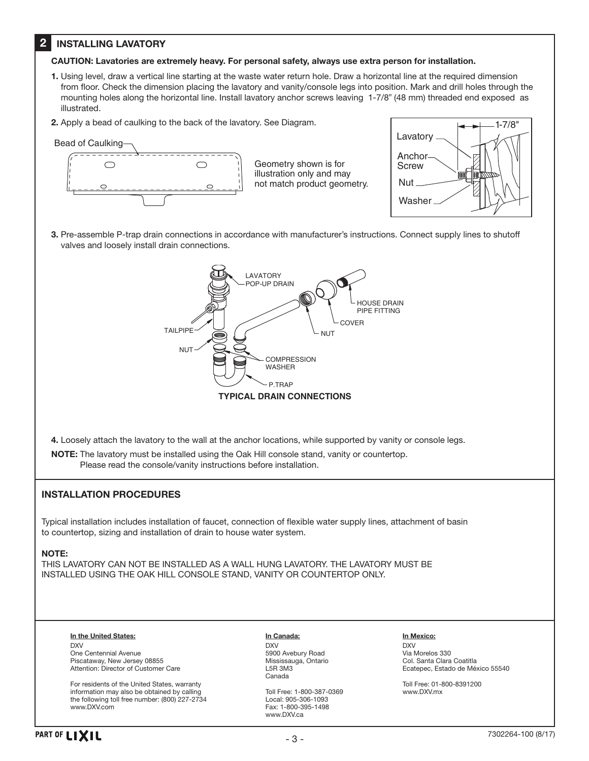## 2 INSTALLING LAVATORY

**CAUTION: Lavatories are extremely heavy. For personal safety, always use extra person for installation.**

1. Using level, draw a vertical line starting at the waste water return hole. Draw a horizontal line at the required dimension from floor. Check the dimension placing the lavatory and vanity/console legs into position. Mark and drill holes through the mounting holes along the horizontal line. Install lavatory anchor screws leaving 1-7/8" (48 mm) threaded end exposed as illustrated.

2. Apply a bead of caulking to the back of the lavatory. See Diagram.

Bead of Caulking

Geometry shown is for illustration only and may not match product geometry.

1-7/8"
Lavatory
Anchor Screw
Nut
Washer

3. Pre-assemble P-trap drain connections in accordance with manufacturer's instructions. Connect supply lines to shutoff valves and loosely install drain connections.

LAVATORY POP-UP DRAIN
HOUSE DRAIN PIPE FITTING
COVER
NUT
TAILPIPE
NUT
COMPRESSION WASHER
P.TRAP

**TYPICAL DRAIN CONNECTIONS**

4. Loosely attach the lavatory to the wall at the anchor locations, while supported by vanity or console legs.

**NOTE:** The lavatory must be installed using the Oak Hill console stand, vanity or countertop. Please read the console/vanity instructions before installation.

## INSTALLATION PROCEDURES

Typical installation includes installation of faucet, connection of flexible water supply lines, attachment of basin to countertop, sizing and installation of drain to house water system.

**NOTE:**
THIS LAVATORY CAN NOT BE INSTALLED AS A WALL HUNG LAVATORY. THE LAVATORY MUST BE INSTALLED USING THE OAK HILL CONSOLE STAND, VANITY OR COUNTERTOP ONLY.

**In the United States:**
DXV
One Centennial Avenue
Piscataway, New Jersey 08855
Attention: Director of Customer Care

For residents of the United States, warranty information may also be obtained by calling the following toll free number: (800) 227-2734
www.DXV.com

**In Canada:**
DXV
5900 Avebury Road
Mississauga, Ontario
L5R 3M3
Canada

Toll Free: 1-800-387-0369
Local: 905-306-1093
Fax: 1-800-395-1498
www.DXV.ca

**In Mexico:**
DXV
Via Morelos 330
Col. Santa Clara Coatitla
Ecatepec, Estado de México 55540

Toll Free: 01-800-8391200
www.DXV.mx

PART OF LIXIL

7302264-100 (8/17)